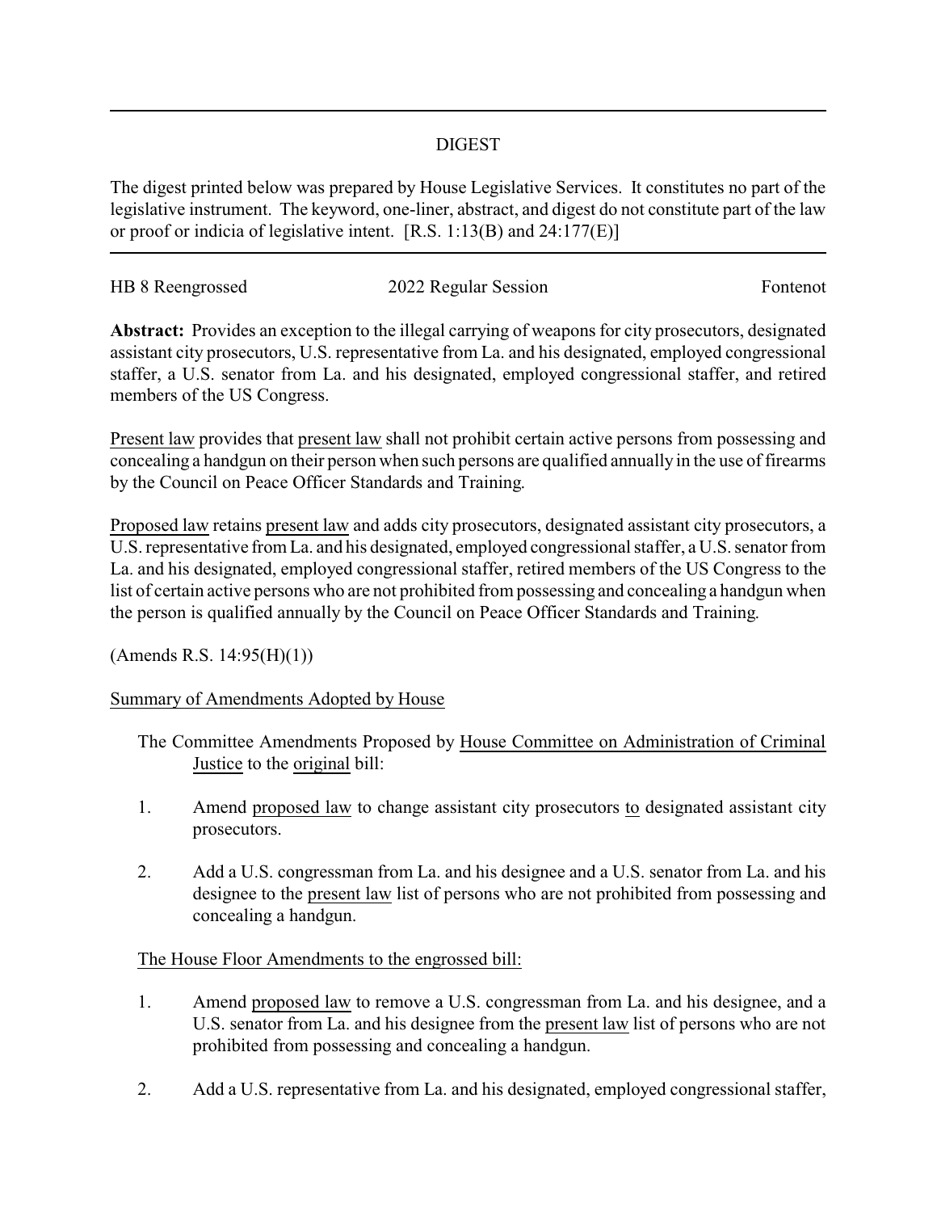## DIGEST

The digest printed below was prepared by House Legislative Services. It constitutes no part of the legislative instrument. The keyword, one-liner, abstract, and digest do not constitute part of the law or proof or indicia of legislative intent. [R.S. 1:13(B) and 24:177(E)]

HB 8 Reengrossed | 2022 Regular Session | Fontenot

**Abstract:** Provides an exception to the illegal carrying of weapons for city prosecutors, designated assistant city prosecutors, U.S. representative from La. and his designated, employed congressional staffer, a U.S. senator from La. and his designated, employed congressional staffer, and retired members of the US Congress.

Present law provides that present law shall not prohibit certain active persons from possessing and concealing a handgun on their person when such persons are qualified annually in the use of firearms by the Council on Peace Officer Standards and Training.

Proposed law retains present law and adds city prosecutors, designated assistant city prosecutors, a U.S. representative from La. and his designated, employed congressional staffer, a U.S. senator from La. and his designated, employed congressional staffer, retired members of the US Congress to the list of certain active persons who are not prohibited from possessing and concealing a handgun when the person is qualified annually by the Council on Peace Officer Standards and Training.

(Amends R.S. 14:95(H)(1))

Summary of Amendments Adopted by House

The Committee Amendments Proposed by House Committee on Administration of Criminal Justice to the original bill:

1. Amend proposed law to change assistant city prosecutors to designated assistant city prosecutors.
2. Add a U.S. congressman from La. and his designee and a U.S. senator from La. and his designee to the present law list of persons who are not prohibited from possessing and concealing a handgun.

The House Floor Amendments to the engrossed bill:

1. Amend proposed law to remove a U.S. congressman from La. and his designee, and a U.S. senator from La. and his designee from the present law list of persons who are not prohibited from possessing and concealing a handgun.
2. Add a U.S. representative from La. and his designated, employed congressional staffer,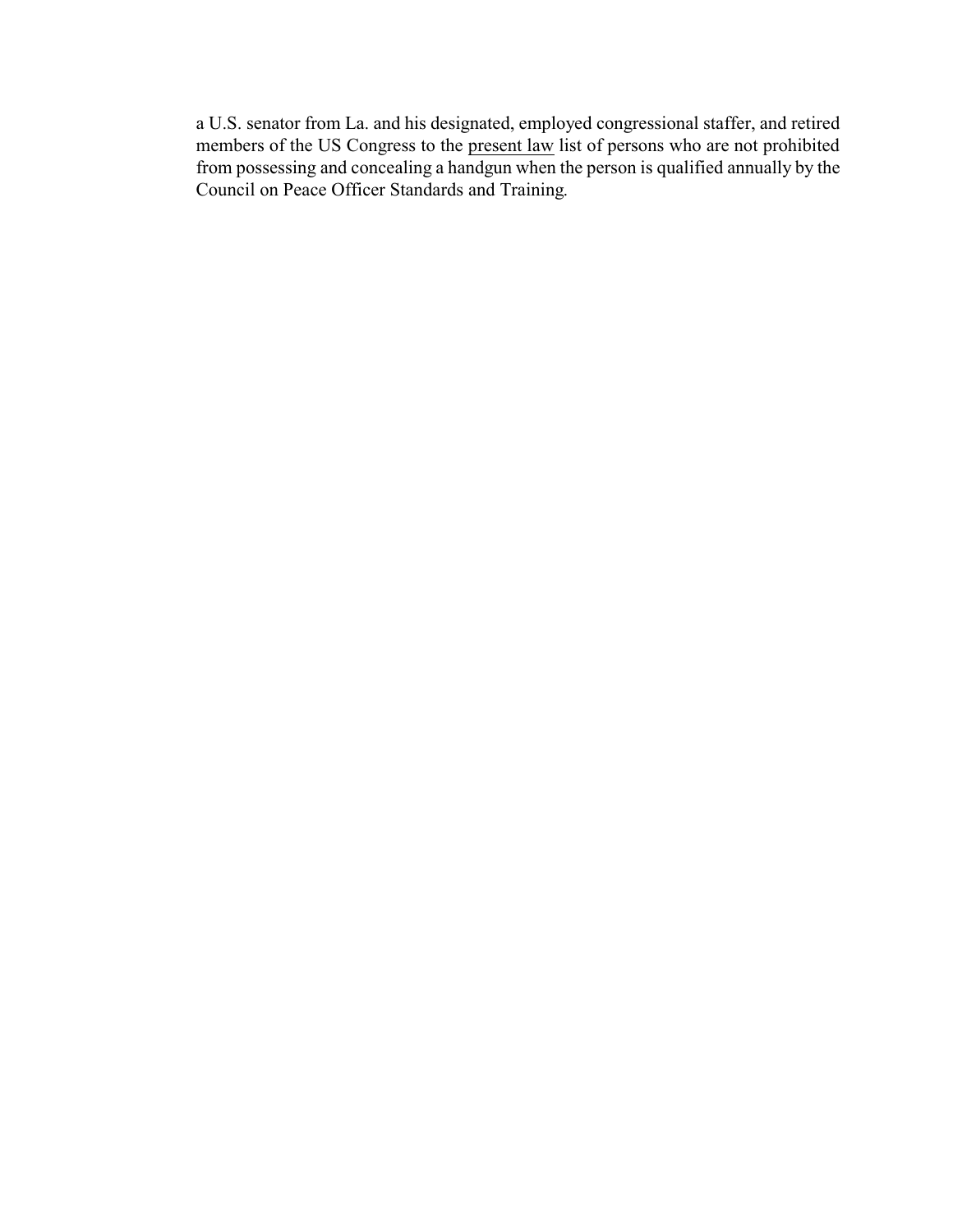a U.S. senator from La. and his designated, employed congressional staffer, and retired members of the US Congress to the present law list of persons who are not prohibited from possessing and concealing a handgun when the person is qualified annually by the Council on Peace Officer Standards and Training.